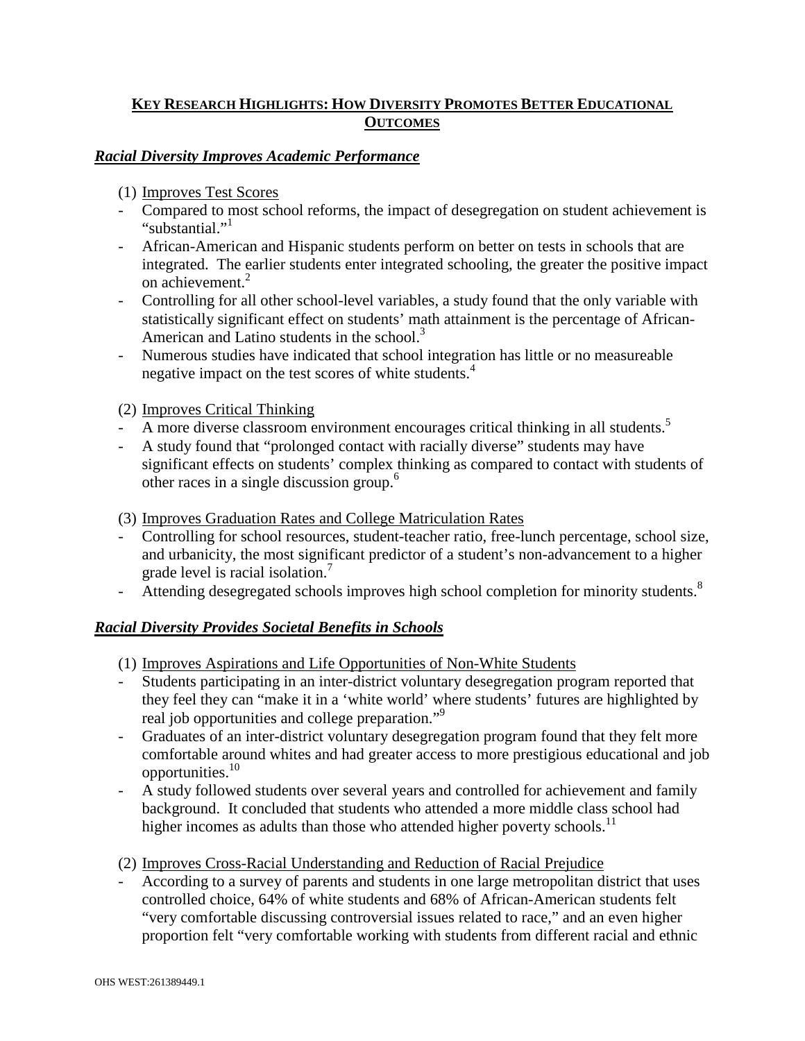# KEY RESEARCH HIGHLIGHTS: HOW DIVERSITY PROMOTES BETTER EDUCATIONAL OUTCOMES

## *Racial Diversity Improves Academic Performance*

(1) Improves Test Scores

- Compared to most school reforms, the impact of desegregation on student achievement is "substantial."[1]
- African-American and Hispanic students perform on better on tests in schools that are integrated. The earlier students enter integrated schooling, the greater the positive impact on achievement.[2]
- Controlling for all other school-level variables, a study found that the only variable with statistically significant effect on students' math attainment is the percentage of African-American and Latino students in the school.[3]
- Numerous studies have indicated that school integration has little or no measureable negative impact on the test scores of white students.[4]

(2) Improves Critical Thinking

- A more diverse classroom environment encourages critical thinking in all students.[5]
- A study found that "prolonged contact with racially diverse" students may have significant effects on students' complex thinking as compared to contact with students of other races in a single discussion group.[6]

(3) Improves Graduation Rates and College Matriculation Rates

- Controlling for school resources, student-teacher ratio, free-lunch percentage, school size, and urbanicity, the most significant predictor of a student's non-advancement to a higher grade level is racial isolation.[7]
- Attending desegregated schools improves high school completion for minority students.[8]

## *Racial Diversity Provides Societal Benefits in Schools*

(1) Improves Aspirations and Life Opportunities of Non-White Students

- Students participating in an inter-district voluntary desegregation program reported that they feel they can "make it in a 'white world' where students' futures are highlighted by real job opportunities and college preparation."[9]
- Graduates of an inter-district voluntary desegregation program found that they felt more comfortable around whites and had greater access to more prestigious educational and job opportunities.[10]
- A study followed students over several years and controlled for achievement and family background. It concluded that students who attended a more middle class school had higher incomes as adults than those who attended higher poverty schools.[11]

(2) Improves Cross-Racial Understanding and Reduction of Racial Prejudice

- According to a survey of parents and students in one large metropolitan district that uses controlled choice, 64% of white students and 68% of African-American students felt "very comfortable discussing controversial issues related to race," and an even higher proportion felt "very comfortable working with students from different racial and ethnic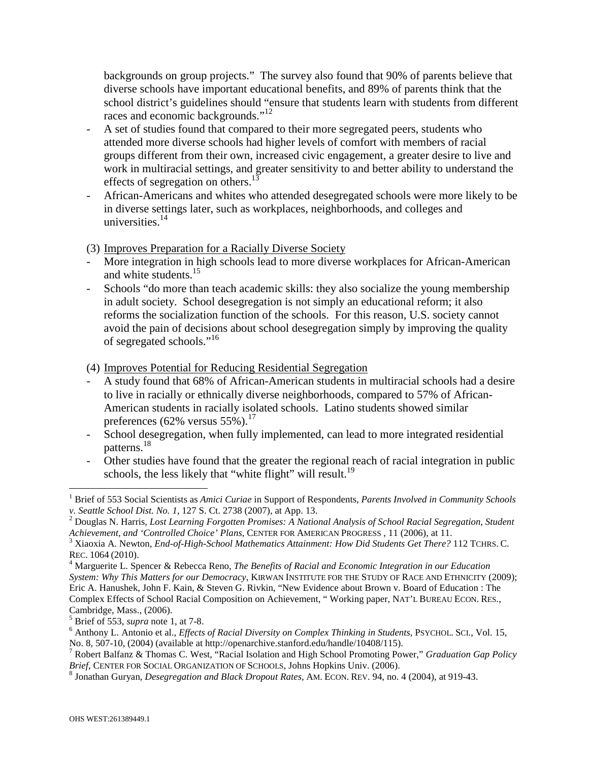backgrounds on group projects." The survey also found that 90% of parents believe that diverse schools have important educational benefits, and 89% of parents think that the school district's guidelines should "ensure that students learn with students from different races and economic backgrounds."[12]

- A set of studies found that compared to their more segregated peers, students who attended more diverse schools had higher levels of comfort with members of racial groups different from their own, increased civic engagement, a greater desire to live and work in multiracial settings, and greater sensitivity to and better ability to understand the effects of segregation on others.[13]
- African-Americans and whites who attended desegregated schools were more likely to be in diverse settings later, such as workplaces, neighborhoods, and colleges and universities.[14]

(3) <u>Improves Preparation for a Racially Diverse Society</u>

- More integration in high schools lead to more diverse workplaces for African-American and white students.[15]
- Schools "do more than teach academic skills: they also socialize the young membership in adult society. School desegregation is not simply an educational reform; it also reforms the socialization function of the schools. For this reason, U.S. society cannot avoid the pain of decisions about school desegregation simply by improving the quality of segregated schools."[16]

(4) <u>Improves Potential for Reducing Residential Segregation</u>

- A study found that 68% of African-American students in multiracial schools had a desire to live in racially or ethnically diverse neighborhoods, compared to 57% of African-American students in racially isolated schools. Latino students showed similar preferences (62% versus 55%).[17]
- School desegregation, when fully implemented, can lead to more integrated residential patterns.[18]
- Other studies have found that the greater the regional reach of racial integration in public schools, the less likely that "white flight" will result.[19]

---

[1] Brief of 553 Social Scientists as *Amici Curiae* in Support of Respondents, *Parents Involved in Community Schools v. Seattle School Dist. No. 1*, 127 S. Ct. 2738 (2007), at App. 13.

[2] Douglas N. Harris, *Lost Learning Forgotten Promises: A National Analysis of School Racial Segregation, Student Achievement, and 'Controlled Choice' Plans*, CENTER FOR AMERICAN PROGRESS , 11 (2006), at 11.

[3] Xiaoxia A. Newton, *End-of-High-School Mathematics Attainment: How Did Students Get There?* 112 TCHRS. C. REC. 1064 (2010).

[4] Marguerite L. Spencer & Rebecca Reno, *The Benefits of Racial and Economic Integration in our Education System: Why This Matters for our Democracy*, KIRWAN INSTITUTE FOR THE STUDY OF RACE AND ETHNICITY (2009); Eric A. Hanushek, John F. Kain, & Steven G. Rivkin, "New Evidence about Brown v. Board of Education : The Complex Effects of School Racial Composition on Achievement, " Working paper, NAT'L BUREAU ECON. RES., Cambridge, Mass., (2006).

[5] Brief of 553, *supra* note 1, at 7-8.

[6] Anthony L. Antonio et al., *Effects of Racial Diversity on Complex Thinking in Students*, PSYCHOL. SCI., Vol. 15, No. 8, 507-10, (2004) (available at http://openarchive.stanford.edu/handle/10408/115).

[7] Robert Balfanz & Thomas C. West, "Racial Isolation and High School Promoting Power," *Graduation Gap Policy Brief*, CENTER FOR SOCIAL ORGANIZATION OF SCHOOLS, Johns Hopkins Univ. (2006).

[8] Jonathan Guryan, *Desegregation and Black Dropout Rates*, AM. ECON. REV. 94, no. 4 (2004), at 919-43.

OHS WEST:261389449.1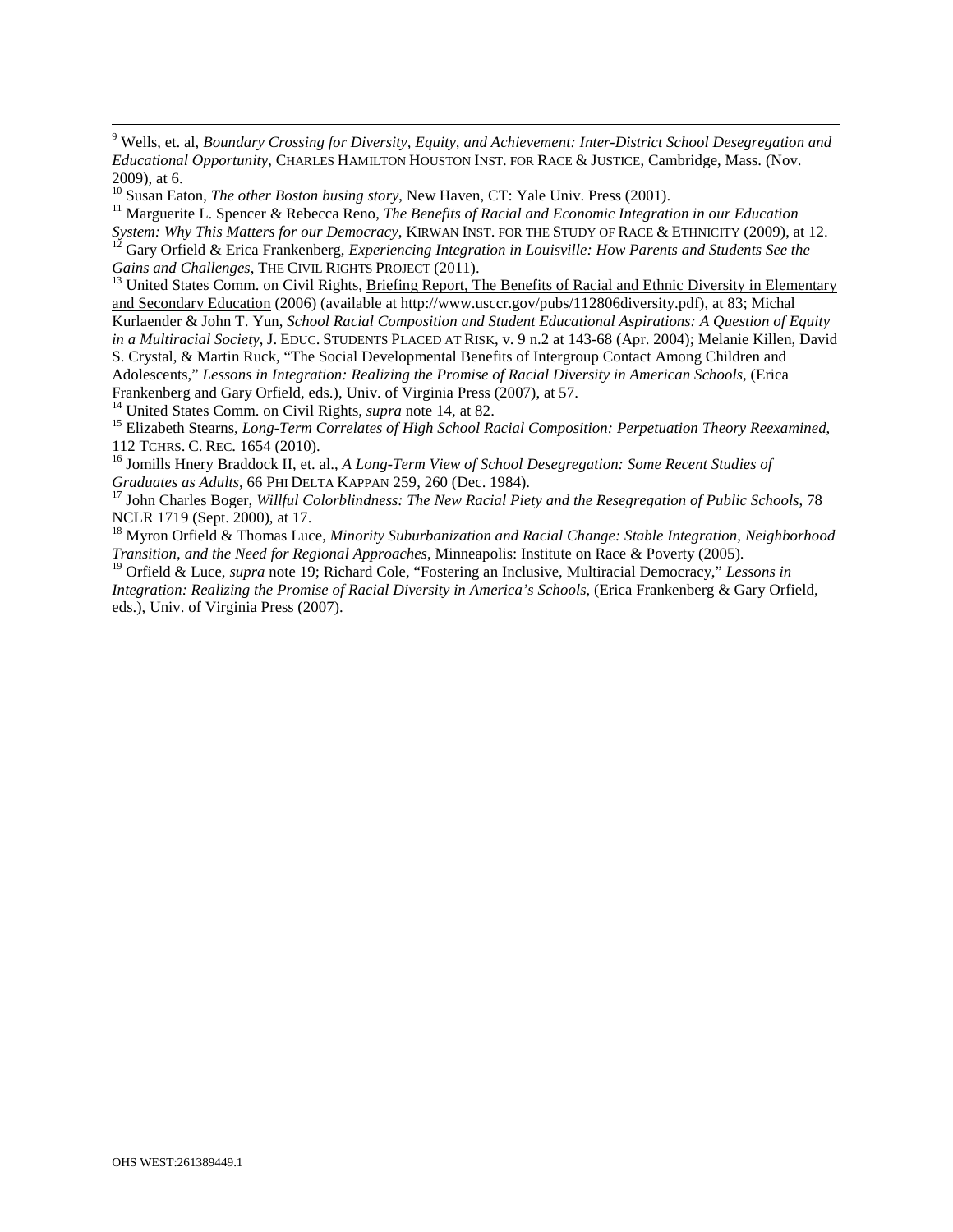[9] Wells, et. al, *Boundary Crossing for Diversity, Equity, and Achievement: Inter-District School Desegregation and Educational Opportunity*, CHARLES HAMILTON HOUSTON INST. FOR RACE & JUSTICE, Cambridge, Mass. (Nov. 2009), at 6.

[10] Susan Eaton, *The other Boston busing story*, New Haven, CT: Yale Univ. Press (2001).

[11] Marguerite L. Spencer & Rebecca Reno, *The Benefits of Racial and Economic Integration in our Education System: Why This Matters for our Democracy*, KIRWAN INST. FOR THE STUDY OF RACE & ETHNICITY (2009), at 12.

[12] Gary Orfield & Erica Frankenberg, *Experiencing Integration in Louisville: How Parents and Students See the Gains and Challenges*, THE CIVIL RIGHTS PROJECT (2011).

[13] United States Comm. on Civil Rights, Briefing Report, The Benefits of Racial and Ethnic Diversity in Elementary and Secondary Education (2006) (available at http://www.usccr.gov/pubs/112806diversity.pdf), at 83; Michal Kurlaender & John T. Yun, *School Racial Composition and Student Educational Aspirations: A Question of Equity in a Multiracial Society*, J. EDUC. STUDENTS PLACED AT RISK, v. 9 n.2 at 143-68 (Apr. 2004); Melanie Killen, David S. Crystal, & Martin Ruck, "The Social Developmental Benefits of Intergroup Contact Among Children and Adolescents," *Lessons in Integration: Realizing the Promise of Racial Diversity in American Schools*, (Erica Frankenberg and Gary Orfield, eds.), Univ. of Virginia Press (2007), at 57.

[14] United States Comm. on Civil Rights, *supra* note 14, at 82.

[15] Elizabeth Stearns, *Long-Term Correlates of High School Racial Composition: Perpetuation Theory Reexamined*, 112 TCHRS. C. REC. 1654 (2010).

[16] Jomills Hnery Braddock II, et. al., *A Long-Term View of School Desegregation: Some Recent Studies of Graduates as Adults*, 66 PHI DELTA KAPPAN 259, 260 (Dec. 1984).

[17] John Charles Boger, *Willful Colorblindness: The New Racial Piety and the Resegregation of Public Schools*, 78 NCLR 1719 (Sept. 2000), at 17.

[18] Myron Orfield & Thomas Luce, *Minority Suburbanization and Racial Change: Stable Integration, Neighborhood Transition, and the Need for Regional Approaches*, Minneapolis: Institute on Race & Poverty (2005).

[19] Orfield & Luce, *supra* note 19; Richard Cole, "Fostering an Inclusive, Multiracial Democracy," *Lessons in Integration: Realizing the Promise of Racial Diversity in America's Schools*, (Erica Frankenberg & Gary Orfield, eds.), Univ. of Virginia Press (2007).